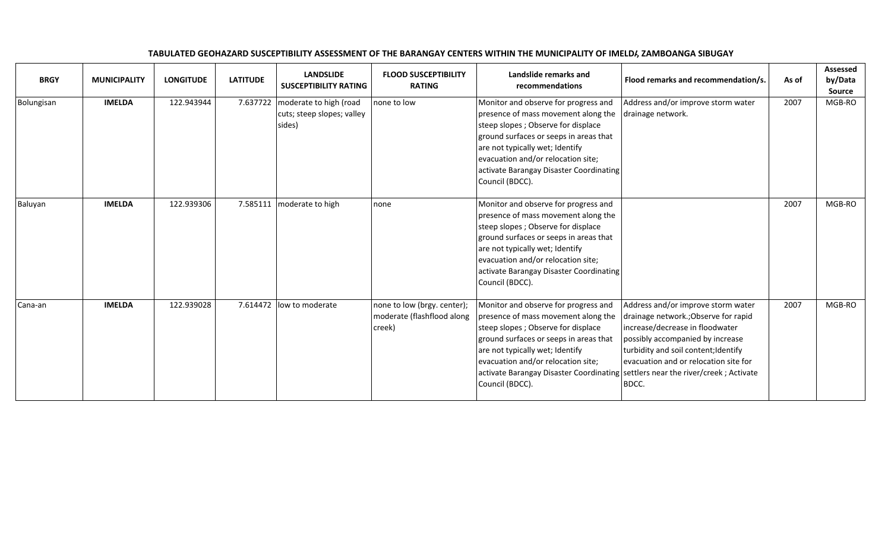**TABULATED GEOHAZARD SUSCEPTIBILITY ASSESSMENT OF THE BARANGAY CENTERS WITHIN THE MUNICIPALITY OF IMELDA, ZAMBOANGA SIBUGAY**

| BRGY | MUNICIPALITY | LONGITUDE | LATITUDE | LANDSLIDE SUSCEPTIBILITY RATING | FLOOD SUSCEPTIBILITY RATING | Landslide remarks and recommendations | Flood remarks and recommendation/s. | As of | Assessed by/Data Source |
|---|---|---|---|---|---|---|---|---|---|
| Bolungisan | **IMELDA** | 122.943944 | 7.637722 | moderate to high (road cuts; steep slopes; valley sides) | none to low | Monitor and observe for progress and presence of mass movement along the steep slopes ; Observe for displace ground surfaces or seeps in areas that are not typically wet; Identify evacuation and/or relocation site; activate Barangay Disaster Coordinating Council (BDCC). | Address and/or improve storm water drainage network. | 2007 | MGB-RO |
| Baluyan | **IMELDA** | 122.939306 | 7.585111 | moderate to high | none | Monitor and observe for progress and presence of mass movement along the steep slopes ; Observe for displace ground surfaces or seeps in areas that are not typically wet; Identify evacuation and/or relocation site; activate Barangay Disaster Coordinating Council (BDCC). | | 2007 | MGB-RO |
| Cana-an | **IMELDA** | 122.939028 | 7.614472 | low to moderate | none to low (brgy. center); moderate (flashflood along creek) | Monitor and observe for progress and presence of mass movement along the steep slopes ; Observe for displace ground surfaces or seeps in areas that are not typically wet; Identify evacuation and/or relocation site; activate Barangay Disaster Coordinating Council (BDCC). | Address and/or improve storm water drainage network.;Observe for rapid increase/decrease in floodwater possibly accompanied by increase turbidity and soil content;Identify evacuation and or relocation site for settlers near the river/creek ; Activate BDCC. | 2007 | MGB-RO |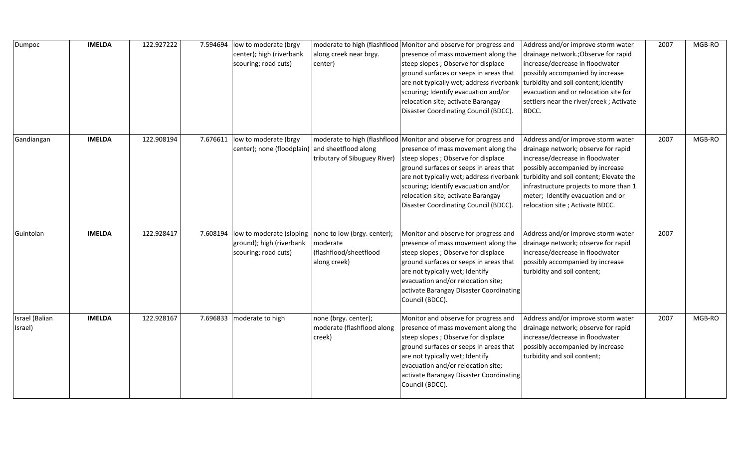| | | | | | | | | | |
|---|---|---|---|---|---|---|---|---|---|
| Dumpoc | **IMELDA** | 122.927222 | 7.594694 | low to moderate (brgy center); high (riverbank scouring; road cuts) | moderate to high (flashflood along creek near brgy. center) | Monitor and observe for progress and presence of mass movement along the steep slopes ; Observe for displace ground surfaces or seeps in areas that are not typically wet; address riverbank scouring; Identify evacuation and/or relocation site; activate Barangay Disaster Coordinating Council (BDCC). | Address and/or improve storm water drainage network.;Observe for rapid increase/decrease in floodwater possibly accompanied by increase turbidity and soil content;Identify evacuation and or relocation site for settlers near the river/creek ; Activate BDCC. | 2007 | MGB-RO |
| Gandiangan | **IMELDA** | 122.908194 | 7.676611 | low to moderate (brgy center); none (floodplain) | moderate to high (flashflood and sheetflood along tributary of Sibuguey River) | Monitor and observe for progress and presence of mass movement along the steep slopes ; Observe for displace ground surfaces or seeps in areas that are not typically wet; address riverbank scouring; Identify evacuation and/or relocation site; activate Barangay Disaster Coordinating Council (BDCC). | Address and/or improve storm water drainage network; observe for rapid increase/decrease in floodwater possibly accompanied by increase turbidity and soil content; Elevate the infrastructure projects to more than 1 meter; Identify evacuation and or relocation site ; Activate BDCC. | 2007 | MGB-RO |
| Guintolan | **IMELDA** | 122.928417 | 7.608194 | low to moderate (sloping ground); high (riverbank scouring; road cuts) | none to low (brgy. center); moderate (flashflood/sheetflood along creek) | Monitor and observe for progress and presence of mass movement along the steep slopes ; Observe for displace ground surfaces or seeps in areas that are not typically wet; Identify evacuation and/or relocation site; activate Barangay Disaster Coordinating Council (BDCC). | Address and/or improve storm water drainage network; observe for rapid increase/decrease in floodwater possibly accompanied by increase turbidity and soil content; | 2007 | |
| Israel (Balian Israel) | **IMELDA** | 122.928167 | 7.696833 | moderate to high | none (brgy. center); moderate (flashflood along creek) | Monitor and observe for progress and presence of mass movement along the steep slopes ; Observe for displace ground surfaces or seeps in areas that are not typically wet; Identify evacuation and/or relocation site; activate Barangay Disaster Coordinating Council (BDCC). | Address and/or improve storm water drainage network; observe for rapid increase/decrease in floodwater possibly accompanied by increase turbidity and soil content; | 2007 | MGB-RO |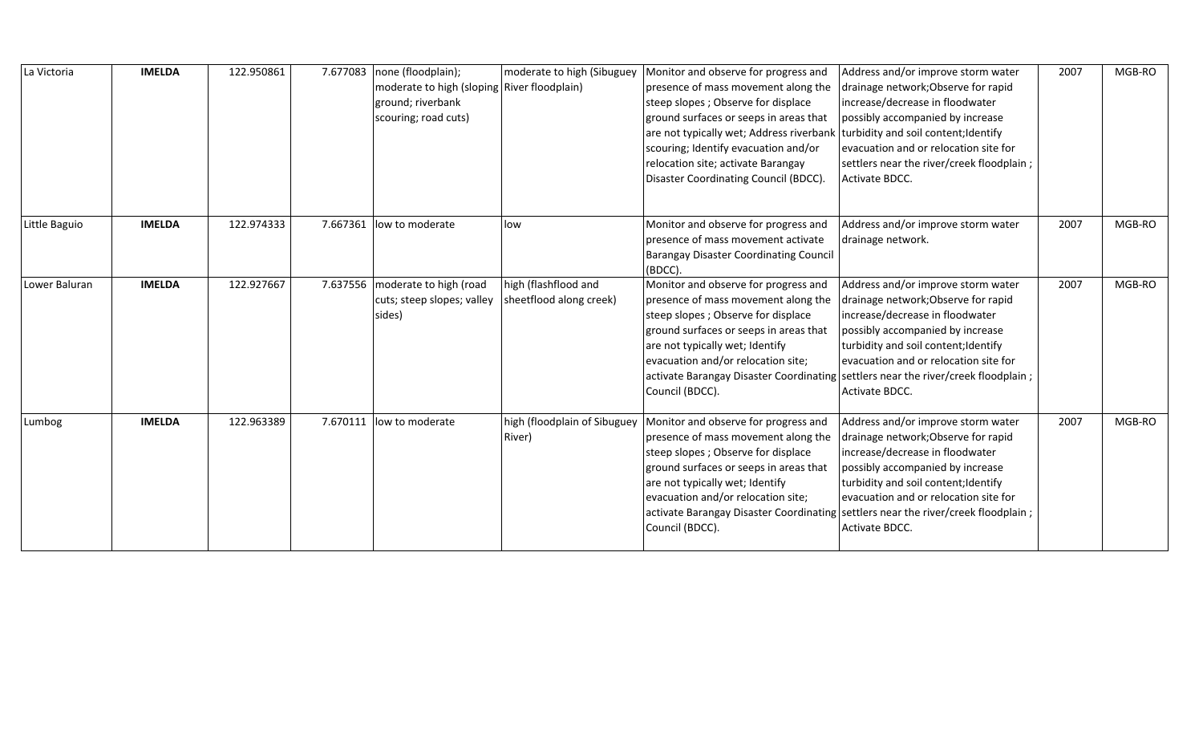| La Victoria | **IMELDA** | 122.950861 | 7.677083 | none (floodplain); moderate to high (sloping ground; riverbank scouring; road cuts) | moderate to high (Sibuguey River floodplain) | Monitor and observe for progress and presence of mass movement along the steep slopes ; Observe for displace ground surfaces or seeps in areas that are not typically wet; Address riverbank scouring; Identify evacuation and/or relocation site; activate Barangay Disaster Coordinating Council (BDCC). | Address and/or improve storm water drainage network;Observe for rapid increase/decrease in floodwater possibly accompanied by increase turbidity and soil content;Identify evacuation and or relocation site for settlers near the river/creek floodplain ; Activate BDCC. | 2007 | MGB-RO |
|---|---|---|---|---|---|---|---|---|---|
| Little Baguio | **IMELDA** | 122.974333 | 7.667361 | low to moderate | low | Monitor and observe for progress and presence of mass movement activate Barangay Disaster Coordinating Council (BDCC). | Address and/or improve storm water drainage network. | 2007 | MGB-RO |
| Lower Baluran | **IMELDA** | 122.927667 | 7.637556 | moderate to high (road cuts; steep slopes; valley sides) | high (flashflood and sheetflood along creek) | Monitor and observe for progress and presence of mass movement along the steep slopes ; Observe for displace ground surfaces or seeps in areas that are not typically wet; Identify evacuation and/or relocation site; activate Barangay Disaster Coordinating Council (BDCC). | Address and/or improve storm water drainage network;Observe for rapid increase/decrease in floodwater possibly accompanied by increase turbidity and soil content;Identify evacuation and or relocation site for settlers near the river/creek floodplain ; Activate BDCC. | 2007 | MGB-RO |
| Lumbog | **IMELDA** | 122.963389 | 7.670111 | low to moderate | high (floodplain of Sibuguey River) | Monitor and observe for progress and presence of mass movement along the steep slopes ; Observe for displace ground surfaces or seeps in areas that are not typically wet; Identify evacuation and/or relocation site; activate Barangay Disaster Coordinating Council (BDCC). | Address and/or improve storm water drainage network;Observe for rapid increase/decrease in floodwater possibly accompanied by increase turbidity and soil content;Identify evacuation and or relocation site for settlers near the river/creek floodplain ; Activate BDCC. | 2007 | MGB-RO |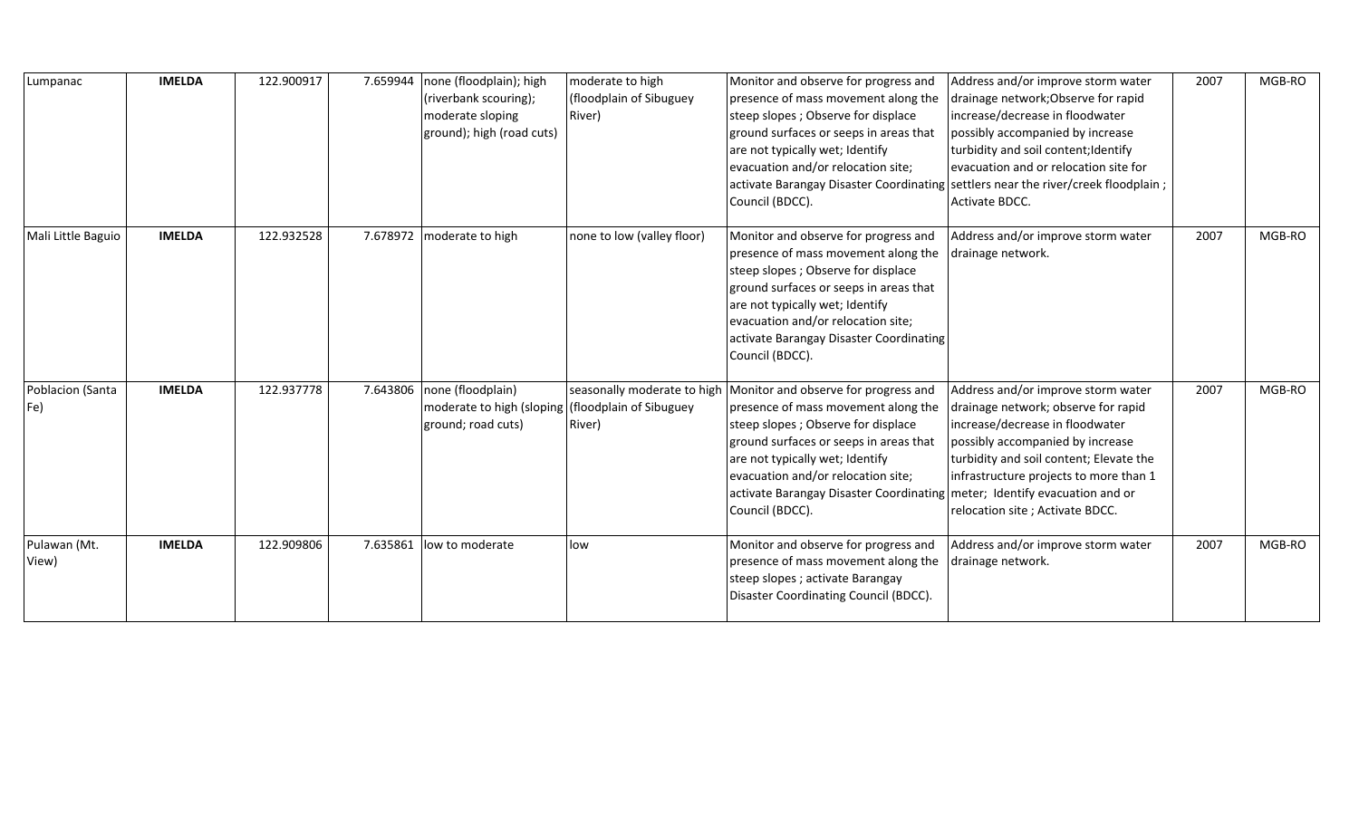| Lumpanac | **IMELDA** | 122.900917 | 7.659944 | none (floodplain); high (riverbank scouring); moderate sloping ground); high (road cuts) | moderate to high (floodplain of Sibuguey River) | Monitor and observe for progress and presence of mass movement along the steep slopes ; Observe for displace ground surfaces or seeps in areas that are not typically wet; Identify evacuation and/or relocation site; activate Barangay Disaster Coordinating Council (BDCC). | Address and/or improve storm water drainage network;Observe for rapid increase/decrease in floodwater possibly accompanied by increase turbidity and soil content;Identify evacuation and or relocation site for settlers near the river/creek floodplain ; Activate BDCC. | 2007 | MGB-RO |
|---|---|---|---|---|---|---|---|---|---|
| Mali Little Baguio | **IMELDA** | 122.932528 | 7.678972 | moderate to high | none to low (valley floor) | Monitor and observe for progress and presence of mass movement along the steep slopes ; Observe for displace ground surfaces or seeps in areas that are not typically wet; Identify evacuation and/or relocation site; activate Barangay Disaster Coordinating Council (BDCC). | Address and/or improve storm water drainage network. | 2007 | MGB-RO |
| Poblacion (Santa Fe) | **IMELDA** | 122.937778 | 7.643806 | none (floodplain) moderate to high (sloping ground; road cuts) | seasonally moderate to high (floodplain of Sibuguey River) | Monitor and observe for progress and presence of mass movement along the steep slopes ; Observe for displace ground surfaces or seeps in areas that are not typically wet; Identify evacuation and/or relocation site; activate Barangay Disaster Coordinating Council (BDCC). | Address and/or improve storm water drainage network; observe for rapid increase/decrease in floodwater possibly accompanied by increase turbidity and soil content; Elevate the infrastructure projects to more than 1 meter; Identify evacuation and or relocation site ; Activate BDCC. | 2007 | MGB-RO |
| Pulawan (Mt. View) | **IMELDA** | 122.909806 | 7.635861 | low to moderate | low | Monitor and observe for progress and presence of mass movement along the steep slopes ; activate Barangay Disaster Coordinating Council (BDCC). | Address and/or improve storm water drainage network. | 2007 | MGB-RO |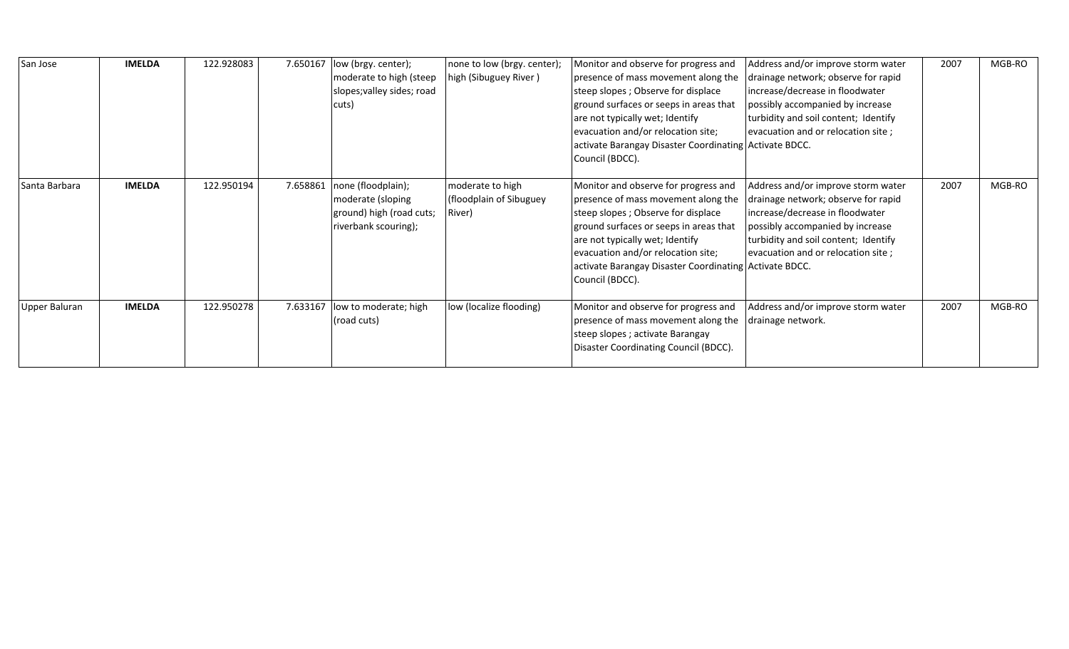| | | | | | | | | | |
|---|---|---|---|---|---|---|---|---|---|
| San Jose | **IMELDA** | 122.928083 | 7.650167 | low (brgy. center); moderate to high (steep slopes;valley sides; road cuts) | none to low (brgy. center); high (Sibuguey River ) | Monitor and observe for progress and presence of mass movement along the steep slopes ; Observe for displace ground surfaces or seeps in areas that are not typically wet; Identify evacuation and/or relocation site; activate Barangay Disaster Coordinating Council (BDCC). | Address and/or improve storm water drainage network; observe for rapid increase/decrease in floodwater possibly accompanied by increase turbidity and soil content; Identify evacuation and or relocation site ; Activate BDCC. | 2007 | MGB-RO |
| Santa Barbara | **IMELDA** | 122.950194 | 7.658861 | none (floodplain); moderate (sloping ground) high (road cuts; riverbank scouring); | moderate to high (floodplain of Sibuguey River) | Monitor and observe for progress and presence of mass movement along the steep slopes ; Observe for displace ground surfaces or seeps in areas that are not typically wet; Identify evacuation and/or relocation site; activate Barangay Disaster Coordinating Council (BDCC). | Address and/or improve storm water drainage network; observe for rapid increase/decrease in floodwater possibly accompanied by increase turbidity and soil content; Identify evacuation and or relocation site ; Activate BDCC. | 2007 | MGB-RO |
| Upper Baluran | **IMELDA** | 122.950278 | 7.633167 | low to moderate; high (road cuts) | low (localize flooding) | Monitor and observe for progress and presence of mass movement along the steep slopes ; activate Barangay Disaster Coordinating Council (BDCC). | Address and/or improve storm water drainage network. | 2007 | MGB-RO |